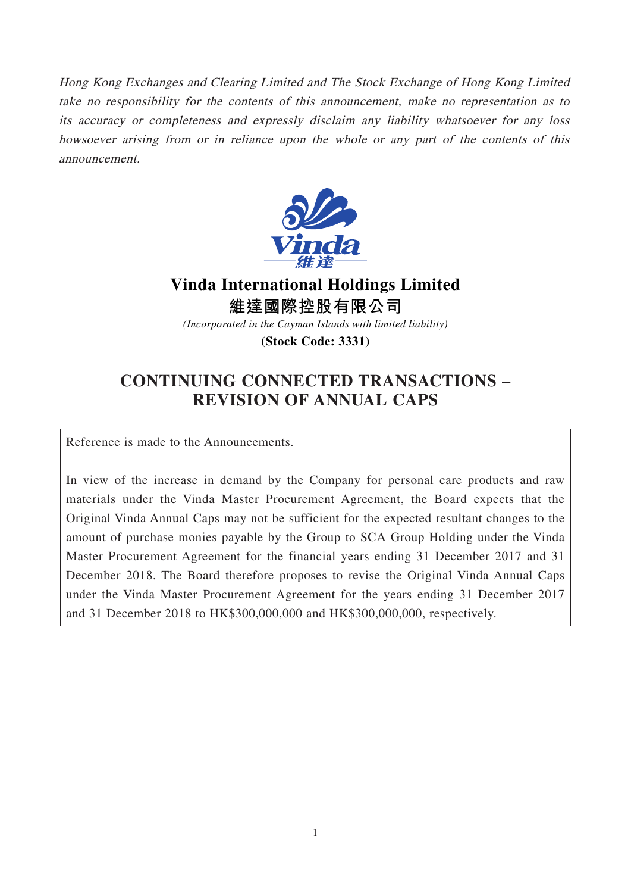*Hong Kong Exchanges and Clearing Limited and The Stock Exchange of Hong Kong Limited take no responsibility for the contents of this announcement, make no representation as to its accuracy or completeness and expressly disclaim any liability whatsoever for any loss howsoever arising from or in reliance upon the whole or any part of the contents of this announcement.*

**Vinda International Holdings Limited**

**維達國際控股有限公司**

*(Incorporated in the Cayman Islands with limited liability)*

**(Stock Code: 3331)**

# CONTINUING CONNECTED TRANSACTIONS – REVISION OF ANNUAL CAPS

Reference is made to the Announcements.

In view of the increase in demand by the Company for personal care products and raw materials under the Vinda Master Procurement Agreement, the Board expects that the Original Vinda Annual Caps may not be sufficient for the expected resultant changes to the amount of purchase monies payable by the Group to SCA Group Holding under the Vinda Master Procurement Agreement for the financial years ending 31 December 2017 and 31 December 2018. The Board therefore proposes to revise the Original Vinda Annual Caps under the Vinda Master Procurement Agreement for the years ending 31 December 2017 and 31 December 2018 to HK$300,000,000 and HK$300,000,000, respectively.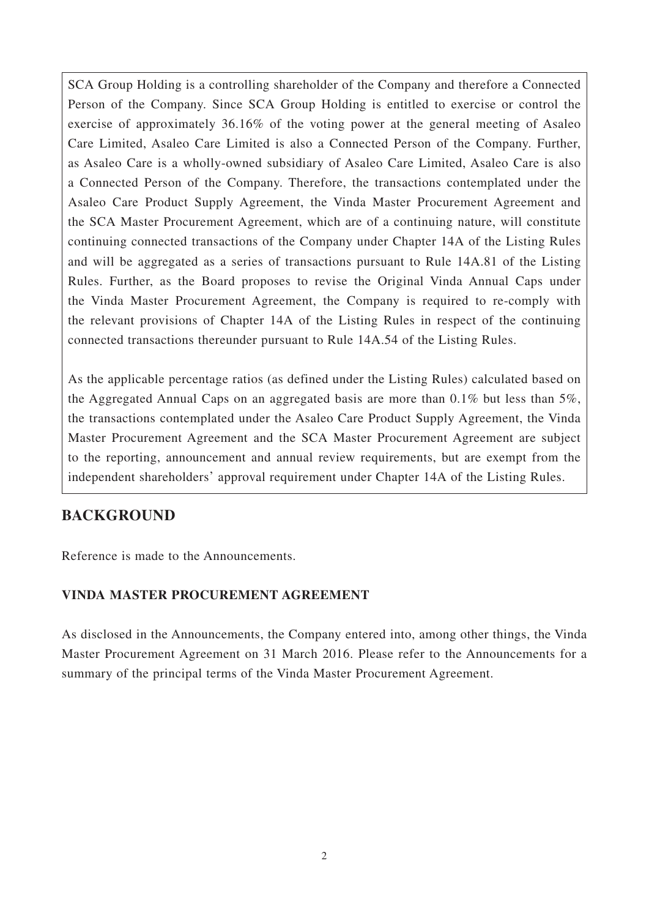SCA Group Holding is a controlling shareholder of the Company and therefore a Connected Person of the Company. Since SCA Group Holding is entitled to exercise or control the exercise of approximately 36.16% of the voting power at the general meeting of Asaleo Care Limited, Asaleo Care Limited is also a Connected Person of the Company. Further, as Asaleo Care is a wholly-owned subsidiary of Asaleo Care Limited, Asaleo Care is also a Connected Person of the Company. Therefore, the transactions contemplated under the Asaleo Care Product Supply Agreement, the Vinda Master Procurement Agreement and the SCA Master Procurement Agreement, which are of a continuing nature, will constitute continuing connected transactions of the Company under Chapter 14A of the Listing Rules and will be aggregated as a series of transactions pursuant to Rule 14A.81 of the Listing Rules. Further, as the Board proposes to revise the Original Vinda Annual Caps under the Vinda Master Procurement Agreement, the Company is required to re-comply with the relevant provisions of Chapter 14A of the Listing Rules in respect of the continuing connected transactions thereunder pursuant to Rule 14A.54 of the Listing Rules.

As the applicable percentage ratios (as defined under the Listing Rules) calculated based on the Aggregated Annual Caps on an aggregated basis are more than 0.1% but less than 5%, the transactions contemplated under the Asaleo Care Product Supply Agreement, the Vinda Master Procurement Agreement and the SCA Master Procurement Agreement are subject to the reporting, announcement and annual review requirements, but are exempt from the independent shareholders' approval requirement under Chapter 14A of the Listing Rules.

## BACKGROUND

Reference is made to the Announcements.

### VINDA MASTER PROCUREMENT AGREEMENT

As disclosed in the Announcements, the Company entered into, among other things, the Vinda Master Procurement Agreement on 31 March 2016. Please refer to the Announcements for a summary of the principal terms of the Vinda Master Procurement Agreement.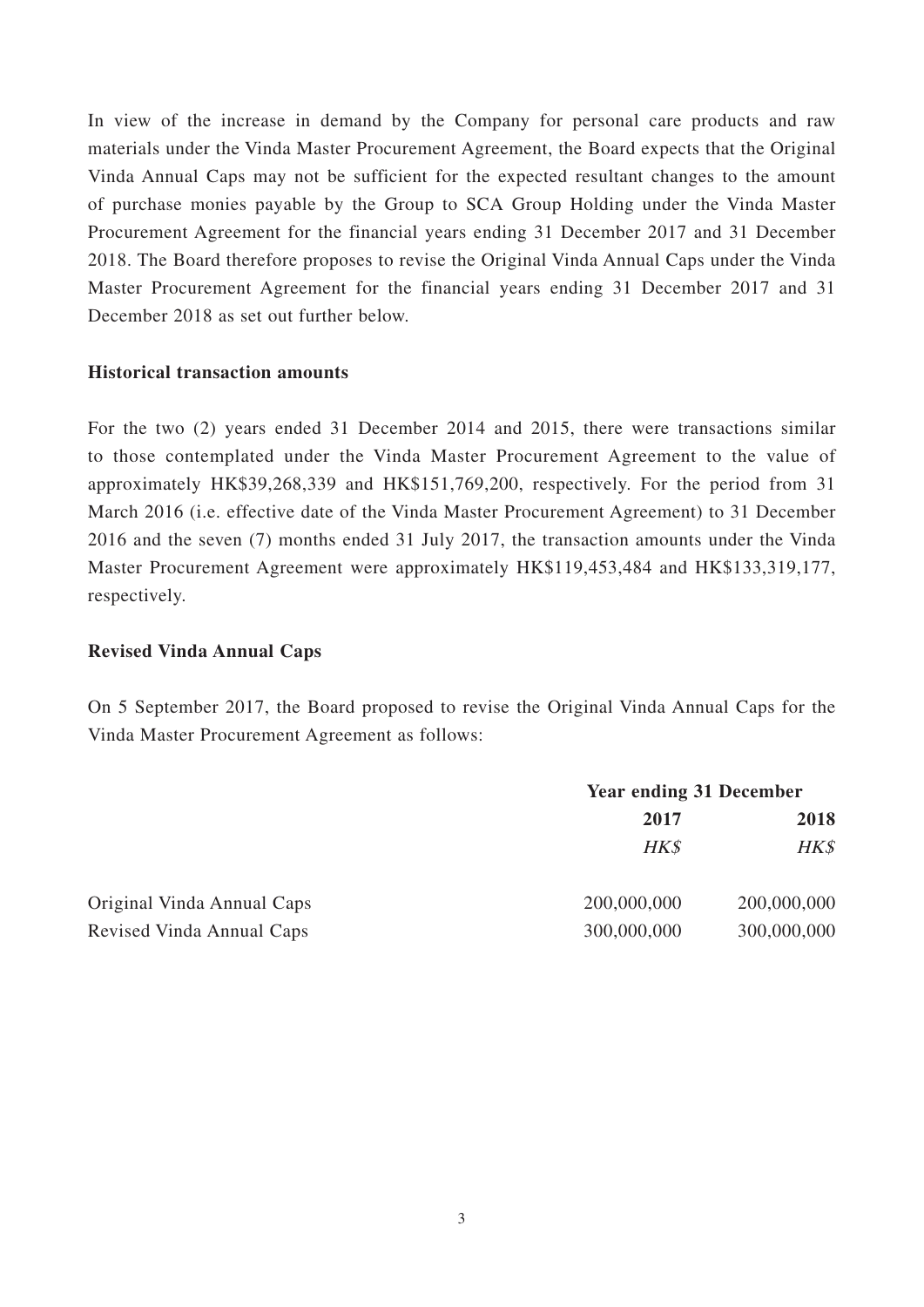In view of the increase in demand by the Company for personal care products and raw materials under the Vinda Master Procurement Agreement, the Board expects that the Original Vinda Annual Caps may not be sufficient for the expected resultant changes to the amount of purchase monies payable by the Group to SCA Group Holding under the Vinda Master Procurement Agreement for the financial years ending 31 December 2017 and 31 December 2018. The Board therefore proposes to revise the Original Vinda Annual Caps under the Vinda Master Procurement Agreement for the financial years ending 31 December 2017 and 31 December 2018 as set out further below.

**Historical transaction amounts**

For the two (2) years ended 31 December 2014 and 2015, there were transactions similar to those contemplated under the Vinda Master Procurement Agreement to the value of approximately HK$39,268,339 and HK$151,769,200, respectively. For the period from 31 March 2016 (i.e. effective date of the Vinda Master Procurement Agreement) to 31 December 2016 and the seven (7) months ended 31 July 2017, the transaction amounts under the Vinda Master Procurement Agreement were approximately HK$119,453,484 and HK$133,319,177, respectively.

**Revised Vinda Annual Caps**

On 5 September 2017, the Board proposed to revise the Original Vinda Annual Caps for the Vinda Master Procurement Agreement as follows:

| | **Year ending 31 December** | |
|---|---|---|
| | **2017** | **2018** |
| | *HK$* | *HK$* |
| Original Vinda Annual Caps | 200,000,000 | 200,000,000 |
| Revised Vinda Annual Caps | 300,000,000 | 300,000,000 |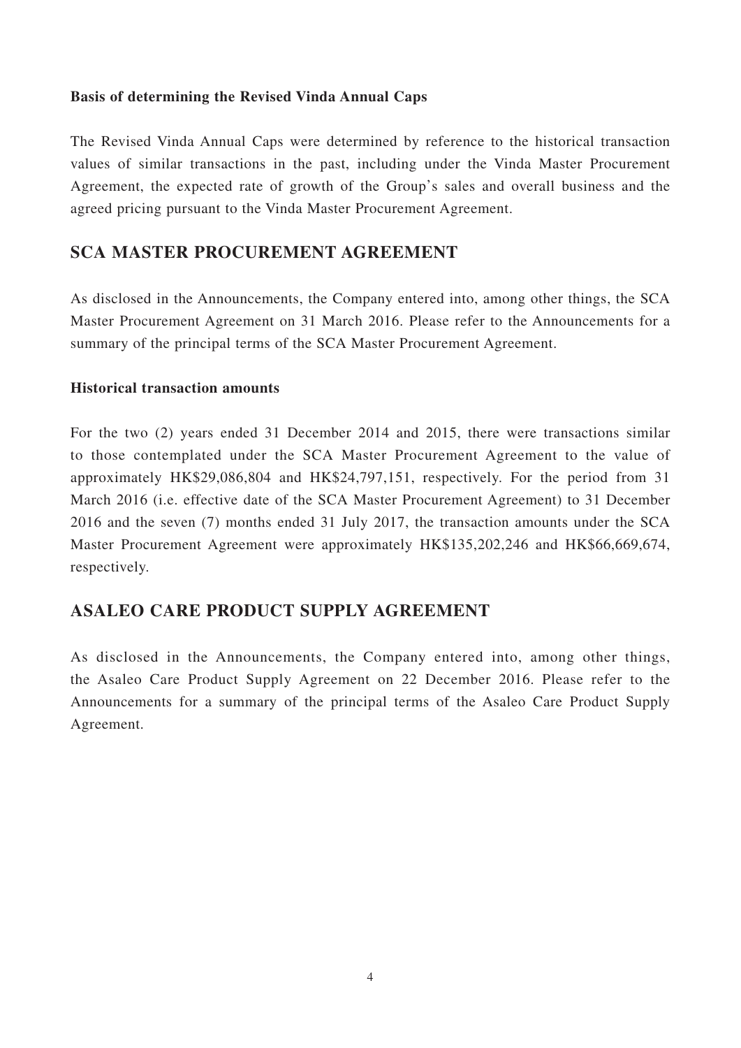### Basis of determining the Revised Vinda Annual Caps

The Revised Vinda Annual Caps were determined by reference to the historical transaction values of similar transactions in the past, including under the Vinda Master Procurement Agreement, the expected rate of growth of the Group's sales and overall business and the agreed pricing pursuant to the Vinda Master Procurement Agreement.

## SCA MASTER PROCUREMENT AGREEMENT

As disclosed in the Announcements, the Company entered into, among other things, the SCA Master Procurement Agreement on 31 March 2016. Please refer to the Announcements for a summary of the principal terms of the SCA Master Procurement Agreement.

### Historical transaction amounts

For the two (2) years ended 31 December 2014 and 2015, there were transactions similar to those contemplated under the SCA Master Procurement Agreement to the value of approximately HK$29,086,804 and HK$24,797,151, respectively. For the period from 31 March 2016 (i.e. effective date of the SCA Master Procurement Agreement) to 31 December 2016 and the seven (7) months ended 31 July 2017, the transaction amounts under the SCA Master Procurement Agreement were approximately HK$135,202,246 and HK$66,669,674, respectively.

## ASALEO CARE PRODUCT SUPPLY AGREEMENT

As disclosed in the Announcements, the Company entered into, among other things, the Asaleo Care Product Supply Agreement on 22 December 2016. Please refer to the Announcements for a summary of the principal terms of the Asaleo Care Product Supply Agreement.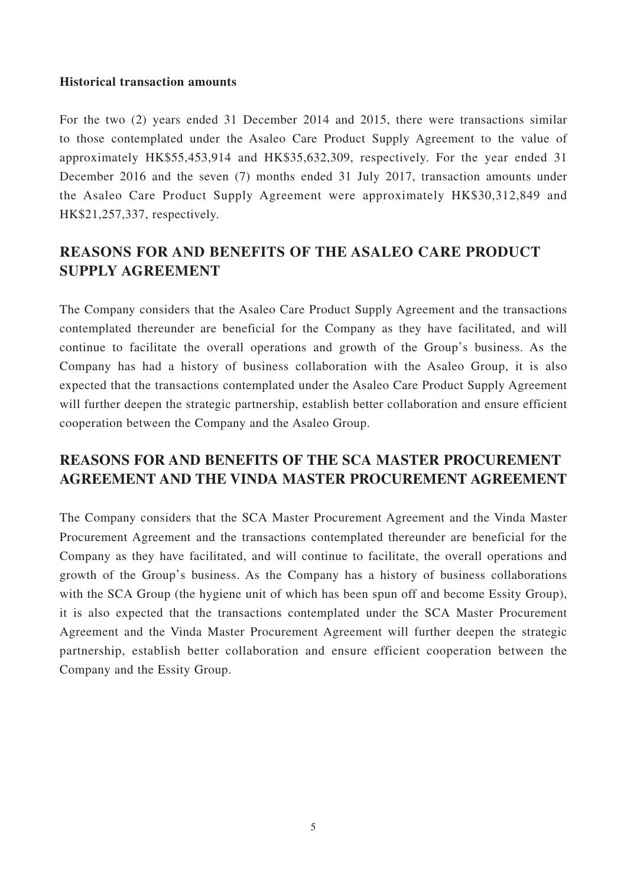**Historical transaction amounts**

For the two (2) years ended 31 December 2014 and 2015, there were transactions similar to those contemplated under the Asaleo Care Product Supply Agreement to the value of approximately HK$55,453,914 and HK$35,632,309, respectively. For the year ended 31 December 2016 and the seven (7) months ended 31 July 2017, transaction amounts under the Asaleo Care Product Supply Agreement were approximately HK$30,312,849 and HK$21,257,337, respectively.

## REASONS FOR AND BENEFITS OF THE ASALEO CARE PRODUCT SUPPLY AGREEMENT

The Company considers that the Asaleo Care Product Supply Agreement and the transactions contemplated thereunder are beneficial for the Company as they have facilitated, and will continue to facilitate the overall operations and growth of the Group's business. As the Company has had a history of business collaboration with the Asaleo Group, it is also expected that the transactions contemplated under the Asaleo Care Product Supply Agreement will further deepen the strategic partnership, establish better collaboration and ensure efficient cooperation between the Company and the Asaleo Group.

## REASONS FOR AND BENEFITS OF THE SCA MASTER PROCUREMENT AGREEMENT AND THE VINDA MASTER PROCUREMENT AGREEMENT

The Company considers that the SCA Master Procurement Agreement and the Vinda Master Procurement Agreement and the transactions contemplated thereunder are beneficial for the Company as they have facilitated, and will continue to facilitate, the overall operations and growth of the Group's business. As the Company has a history of business collaborations with the SCA Group (the hygiene unit of which has been spun off and become Essity Group), it is also expected that the transactions contemplated under the SCA Master Procurement Agreement and the Vinda Master Procurement Agreement will further deepen the strategic partnership, establish better collaboration and ensure efficient cooperation between the Company and the Essity Group.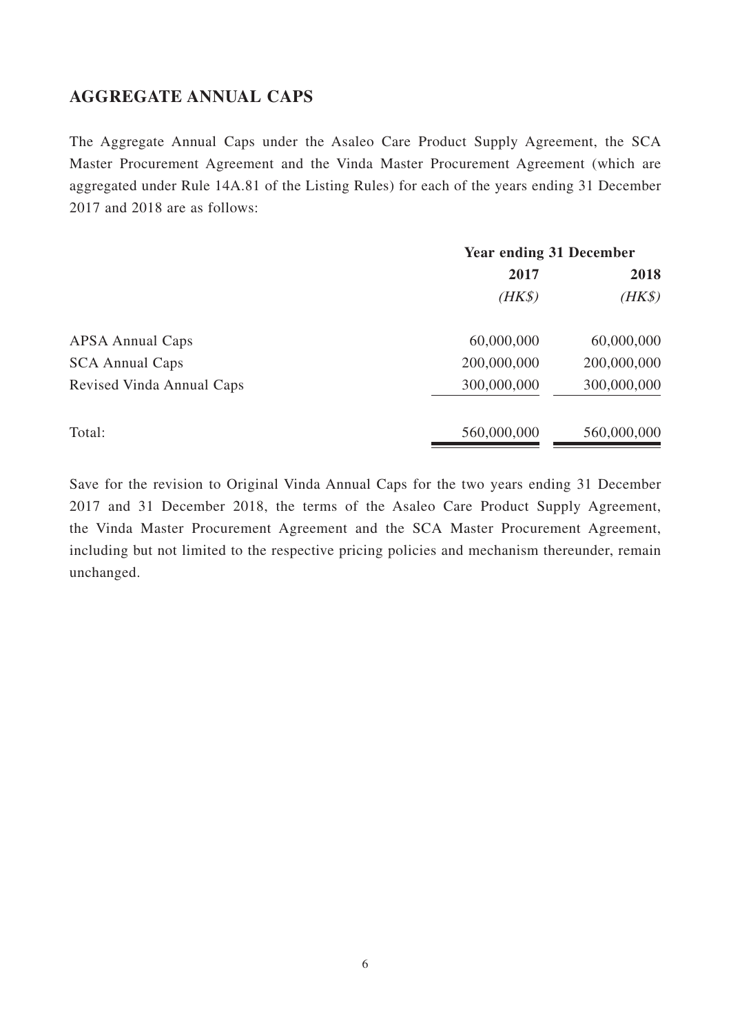## AGGREGATE ANNUAL CAPS

The Aggregate Annual Caps under the Asaleo Care Product Supply Agreement, the SCA Master Procurement Agreement and the Vinda Master Procurement Agreement (which are aggregated under Rule 14A.81 of the Listing Rules) for each of the years ending 31 December 2017 and 2018 are as follows:

| | Year ending 31 December | |
|---|---|---|
| | **2017** | **2018** |
| | *(HK$)* | *(HK$)* |
| APSA Annual Caps | 60,000,000 | 60,000,000 |
| SCA Annual Caps | 200,000,000 | 200,000,000 |
| Revised Vinda Annual Caps | 300,000,000 | 300,000,000 |
| Total: | 560,000,000 | 560,000,000 |

Save for the revision to Original Vinda Annual Caps for the two years ending 31 December 2017 and 31 December 2018, the terms of the Asaleo Care Product Supply Agreement, the Vinda Master Procurement Agreement and the SCA Master Procurement Agreement, including but not limited to the respective pricing policies and mechanism thereunder, remain unchanged.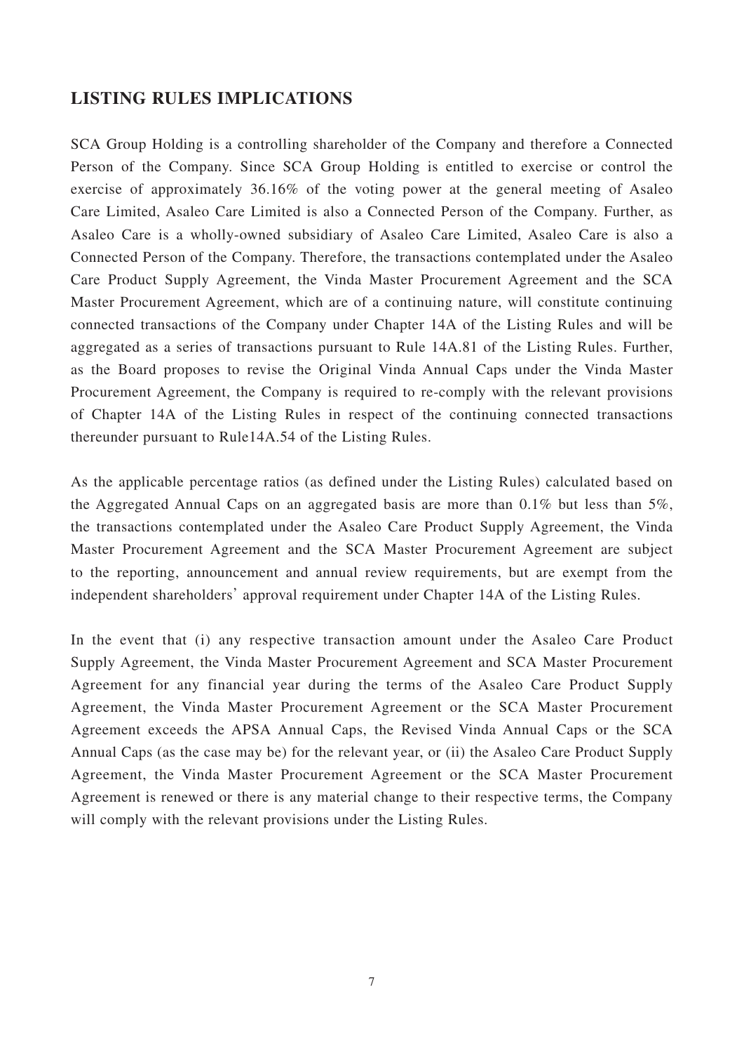## LISTING RULES IMPLICATIONS

SCA Group Holding is a controlling shareholder of the Company and therefore a Connected Person of the Company. Since SCA Group Holding is entitled to exercise or control the exercise of approximately 36.16% of the voting power at the general meeting of Asaleo Care Limited, Asaleo Care Limited is also a Connected Person of the Company. Further, as Asaleo Care is a wholly-owned subsidiary of Asaleo Care Limited, Asaleo Care is also a Connected Person of the Company. Therefore, the transactions contemplated under the Asaleo Care Product Supply Agreement, the Vinda Master Procurement Agreement and the SCA Master Procurement Agreement, which are of a continuing nature, will constitute continuing connected transactions of the Company under Chapter 14A of the Listing Rules and will be aggregated as a series of transactions pursuant to Rule 14A.81 of the Listing Rules. Further, as the Board proposes to revise the Original Vinda Annual Caps under the Vinda Master Procurement Agreement, the Company is required to re-comply with the relevant provisions of Chapter 14A of the Listing Rules in respect of the continuing connected transactions thereunder pursuant to Rule14A.54 of the Listing Rules.

As the applicable percentage ratios (as defined under the Listing Rules) calculated based on the Aggregated Annual Caps on an aggregated basis are more than 0.1% but less than 5%, the transactions contemplated under the Asaleo Care Product Supply Agreement, the Vinda Master Procurement Agreement and the SCA Master Procurement Agreement are subject to the reporting, announcement and annual review requirements, but are exempt from the independent shareholders' approval requirement under Chapter 14A of the Listing Rules.

In the event that (i) any respective transaction amount under the Asaleo Care Product Supply Agreement, the Vinda Master Procurement Agreement and SCA Master Procurement Agreement for any financial year during the terms of the Asaleo Care Product Supply Agreement, the Vinda Master Procurement Agreement or the SCA Master Procurement Agreement exceeds the APSA Annual Caps, the Revised Vinda Annual Caps or the SCA Annual Caps (as the case may be) for the relevant year, or (ii) the Asaleo Care Product Supply Agreement, the Vinda Master Procurement Agreement or the SCA Master Procurement Agreement is renewed or there is any material change to their respective terms, the Company will comply with the relevant provisions under the Listing Rules.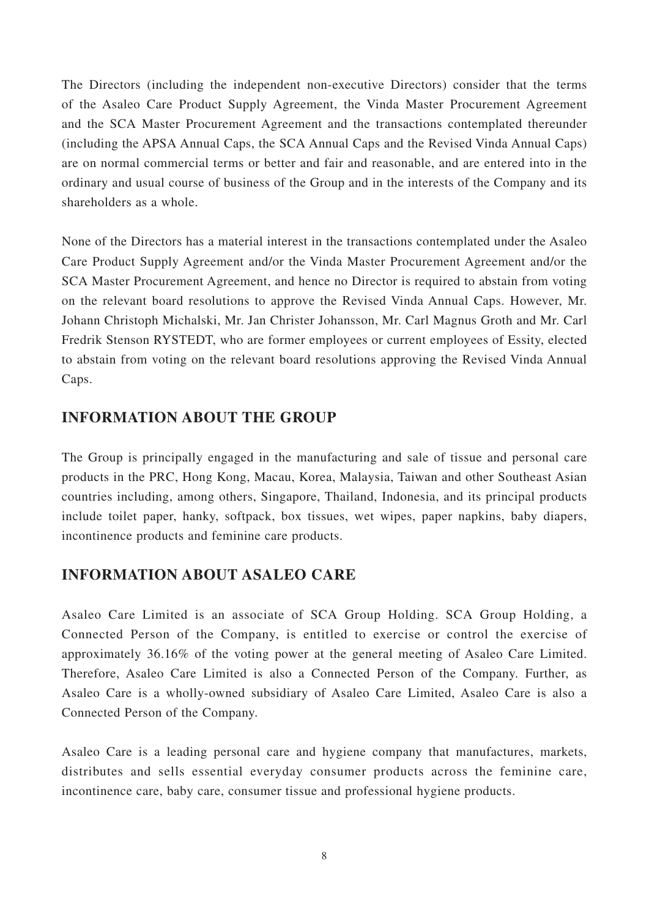The Directors (including the independent non-executive Directors) consider that the terms of the Asaleo Care Product Supply Agreement, the Vinda Master Procurement Agreement and the SCA Master Procurement Agreement and the transactions contemplated thereunder (including the APSA Annual Caps, the SCA Annual Caps and the Revised Vinda Annual Caps) are on normal commercial terms or better and fair and reasonable, and are entered into in the ordinary and usual course of business of the Group and in the interests of the Company and its shareholders as a whole.

None of the Directors has a material interest in the transactions contemplated under the Asaleo Care Product Supply Agreement and/or the Vinda Master Procurement Agreement and/or the SCA Master Procurement Agreement, and hence no Director is required to abstain from voting on the relevant board resolutions to approve the Revised Vinda Annual Caps. However, Mr. Johann Christoph Michalski, Mr. Jan Christer Johansson, Mr. Carl Magnus Groth and Mr. Carl Fredrik Stenson RYSTEDT, who are former employees or current employees of Essity, elected to abstain from voting on the relevant board resolutions approving the Revised Vinda Annual Caps.

## INFORMATION ABOUT THE GROUP

The Group is principally engaged in the manufacturing and sale of tissue and personal care products in the PRC, Hong Kong, Macau, Korea, Malaysia, Taiwan and other Southeast Asian countries including, among others, Singapore, Thailand, Indonesia, and its principal products include toilet paper, hanky, softpack, box tissues, wet wipes, paper napkins, baby diapers, incontinence products and feminine care products.

## INFORMATION ABOUT ASALEO CARE

Asaleo Care Limited is an associate of SCA Group Holding. SCA Group Holding, a Connected Person of the Company, is entitled to exercise or control the exercise of approximately 36.16% of the voting power at the general meeting of Asaleo Care Limited. Therefore, Asaleo Care Limited is also a Connected Person of the Company. Further, as Asaleo Care is a wholly-owned subsidiary of Asaleo Care Limited, Asaleo Care is also a Connected Person of the Company.

Asaleo Care is a leading personal care and hygiene company that manufactures, markets, distributes and sells essential everyday consumer products across the feminine care, incontinence care, baby care, consumer tissue and professional hygiene products.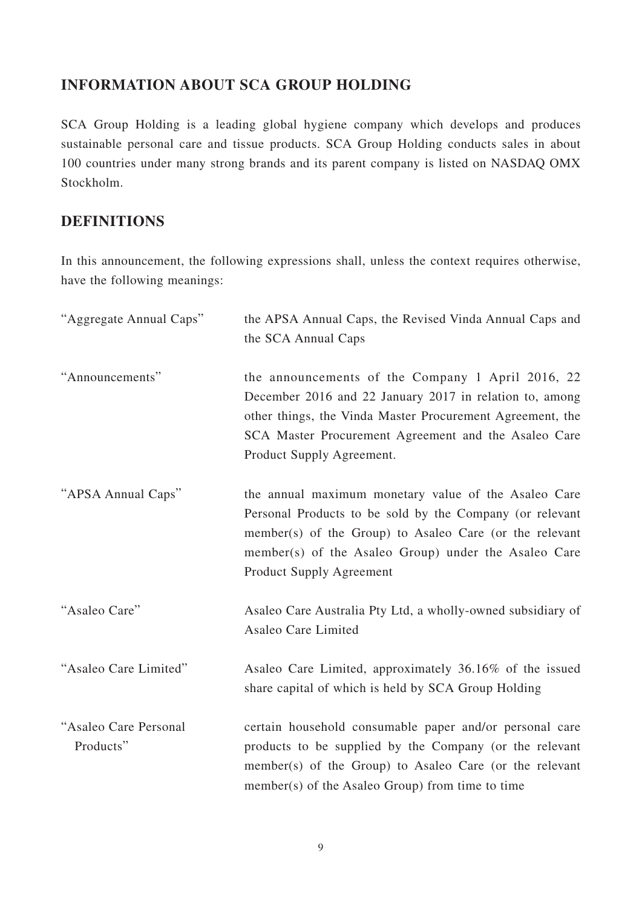## INFORMATION ABOUT SCA GROUP HOLDING

SCA Group Holding is a leading global hygiene company which develops and produces sustainable personal care and tissue products. SCA Group Holding conducts sales in about 100 countries under many strong brands and its parent company is listed on NASDAQ OMX Stockholm.

## DEFINITIONS

In this announcement, the following expressions shall, unless the context requires otherwise, have the following meanings:

| | |
|---|---|
| "Aggregate Annual Caps" | the APSA Annual Caps, the Revised Vinda Annual Caps and the SCA Annual Caps |
| "Announcements" | the announcements of the Company 1 April 2016, 22 December 2016 and 22 January 2017 in relation to, among other things, the Vinda Master Procurement Agreement, the SCA Master Procurement Agreement and the Asaleo Care Product Supply Agreement. |
| "APSA Annual Caps" | the annual maximum monetary value of the Asaleo Care Personal Products to be sold by the Company (or relevant member(s) of the Group) to Asaleo Care (or the relevant member(s) of the Asaleo Group) under the Asaleo Care Product Supply Agreement |
| "Asaleo Care" | Asaleo Care Australia Pty Ltd, a wholly-owned subsidiary of Asaleo Care Limited |
| "Asaleo Care Limited" | Asaleo Care Limited, approximately 36.16% of the issued share capital of which is held by SCA Group Holding |
| "Asaleo Care Personal Products" | certain household consumable paper and/or personal care products to be supplied by the Company (or the relevant member(s) of the Group) to Asaleo Care (or the relevant member(s) of the Asaleo Group) from time to time |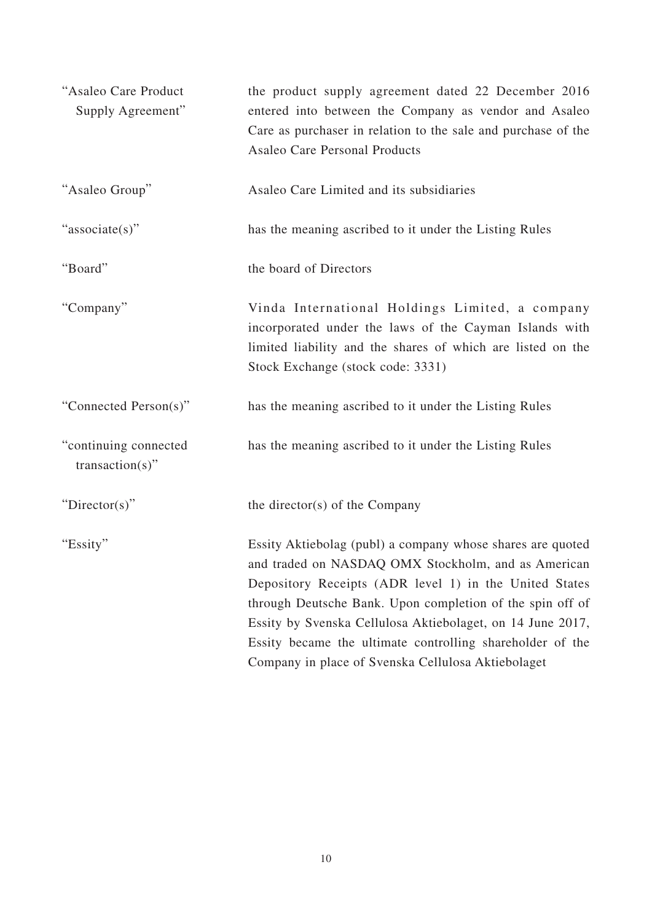| | |
|---|---|
| "Asaleo Care Product Supply Agreement" | the product supply agreement dated 22 December 2016 entered into between the Company as vendor and Asaleo Care as purchaser in relation to the sale and purchase of the Asaleo Care Personal Products |
| "Asaleo Group" | Asaleo Care Limited and its subsidiaries |
| "associate(s)" | has the meaning ascribed to it under the Listing Rules |
| "Board" | the board of Directors |
| "Company" | Vinda International Holdings Limited, a company incorporated under the laws of the Cayman Islands with limited liability and the shares of which are listed on the Stock Exchange (stock code: 3331) |
| "Connected Person(s)" | has the meaning ascribed to it under the Listing Rules |
| "continuing connected transaction(s)" | has the meaning ascribed to it under the Listing Rules |
| "Director(s)" | the director(s) of the Company |
| "Essity" | Essity Aktiebolag (publ) a company whose shares are quoted and traded on NASDAQ OMX Stockholm, and as American Depository Receipts (ADR level 1) in the United States through Deutsche Bank. Upon completion of the spin off of Essity by Svenska Cellulosa Aktiebolaget, on 14 June 2017, Essity became the ultimate controlling shareholder of the Company in place of Svenska Cellulosa Aktiebolaget |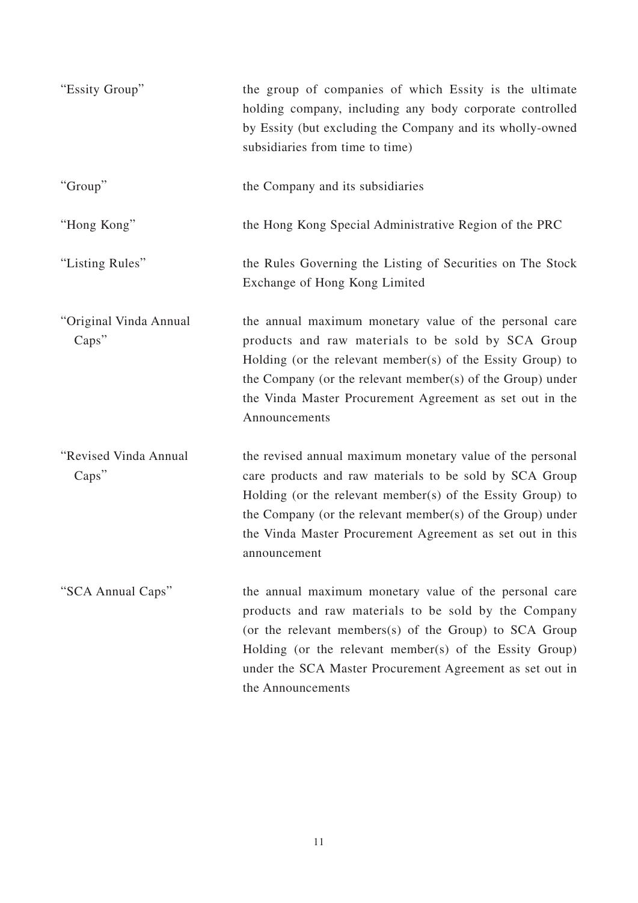| | |
|---|---|
| "Essity Group" | the group of companies of which Essity is the ultimate holding company, including any body corporate controlled by Essity (but excluding the Company and its wholly-owned subsidiaries from time to time) |
| "Group" | the Company and its subsidiaries |
| "Hong Kong" | the Hong Kong Special Administrative Region of the PRC |
| "Listing Rules" | the Rules Governing the Listing of Securities on The Stock Exchange of Hong Kong Limited |
| "Original Vinda Annual Caps" | the annual maximum monetary value of the personal care products and raw materials to be sold by SCA Group Holding (or the relevant member(s) of the Essity Group) to the Company (or the relevant member(s) of the Group) under the Vinda Master Procurement Agreement as set out in the Announcements |
| "Revised Vinda Annual Caps" | the revised annual maximum monetary value of the personal care products and raw materials to be sold by SCA Group Holding (or the relevant member(s) of the Essity Group) to the Company (or the relevant member(s) of the Group) under the Vinda Master Procurement Agreement as set out in this announcement |
| "SCA Annual Caps" | the annual maximum monetary value of the personal care products and raw materials to be sold by the Company (or the relevant members(s) of the Group) to SCA Group Holding (or the relevant member(s) of the Essity Group) under the SCA Master Procurement Agreement as set out in the Announcements |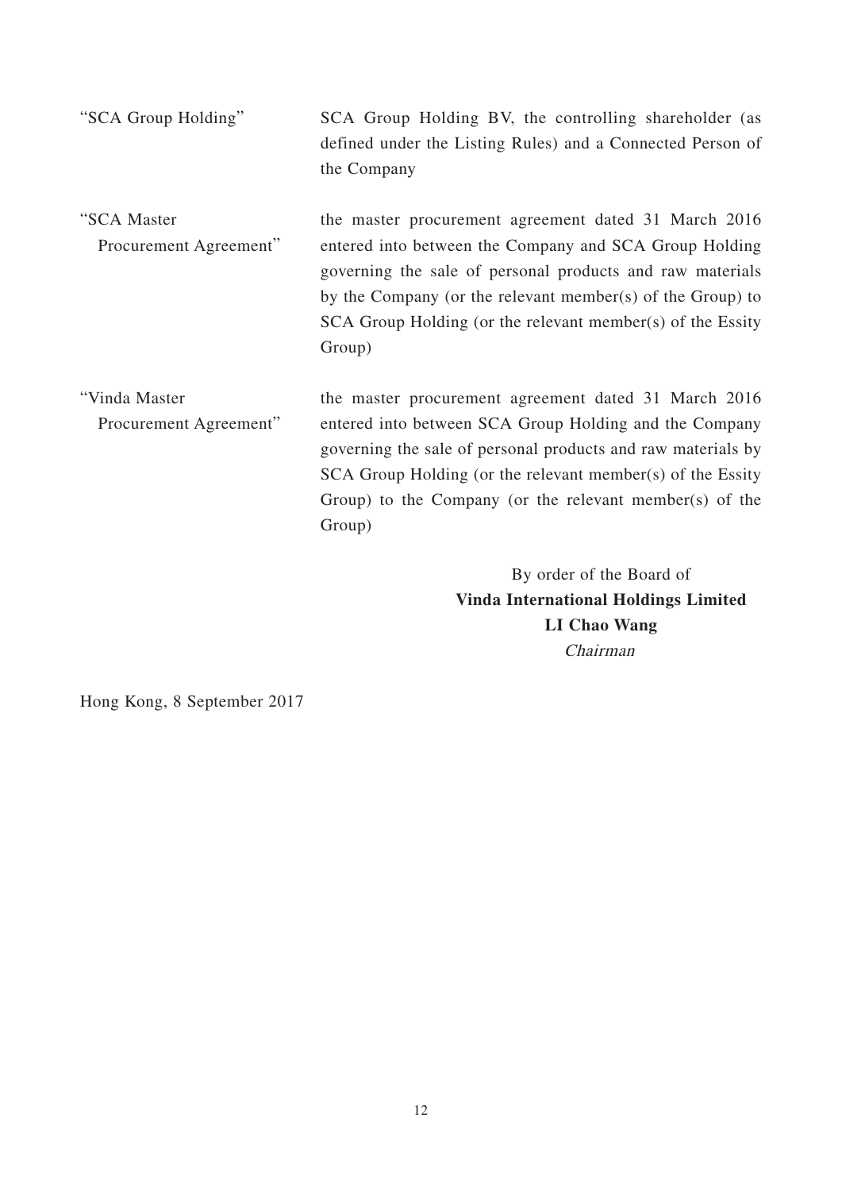| | |
|---|---|
| "SCA Group Holding" | SCA Group Holding BV, the controlling shareholder (as defined under the Listing Rules) and a Connected Person of the Company |
| "SCA Master Procurement Agreement" | the master procurement agreement dated 31 March 2016 entered into between the Company and SCA Group Holding governing the sale of personal products and raw materials by the Company (or the relevant member(s) of the Group) to SCA Group Holding (or the relevant member(s) of the Essity Group) |
| "Vinda Master Procurement Agreement" | the master procurement agreement dated 31 March 2016 entered into between SCA Group Holding and the Company governing the sale of personal products and raw materials by SCA Group Holding (or the relevant member(s) of the Essity Group) to the Company (or the relevant member(s) of the Group) |

By order of the Board of
**Vinda International Holdings Limited**
**LI Chao Wang**
*Chairman*

Hong Kong, 8 September 2017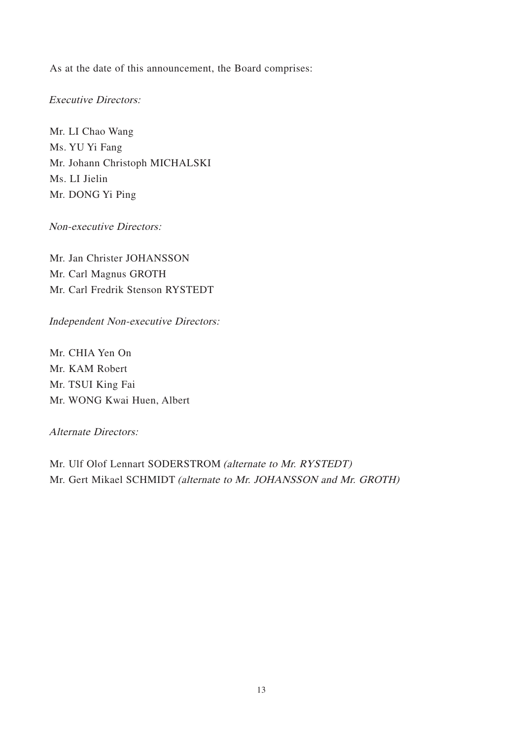As at the date of this announcement, the Board comprises:

*Executive Directors:*

Mr. LI Chao Wang
Ms. YU Yi Fang
Mr. Johann Christoph MICHALSKI
Ms. LI Jielin
Mr. DONG Yi Ping

*Non-executive Directors:*

Mr. Jan Christer JOHANSSON
Mr. Carl Magnus GROTH
Mr. Carl Fredrik Stenson RYSTEDT

*Independent Non-executive Directors:*

Mr. CHIA Yen On
Mr. KAM Robert
Mr. TSUI King Fai
Mr. WONG Kwai Huen, Albert

*Alternate Directors:*

Mr. Ulf Olof Lennart SODERSTROM *(alternate to Mr. RYSTEDT)*
Mr. Gert Mikael SCHMIDT *(alternate to Mr. JOHANSSON and Mr. GROTH)*